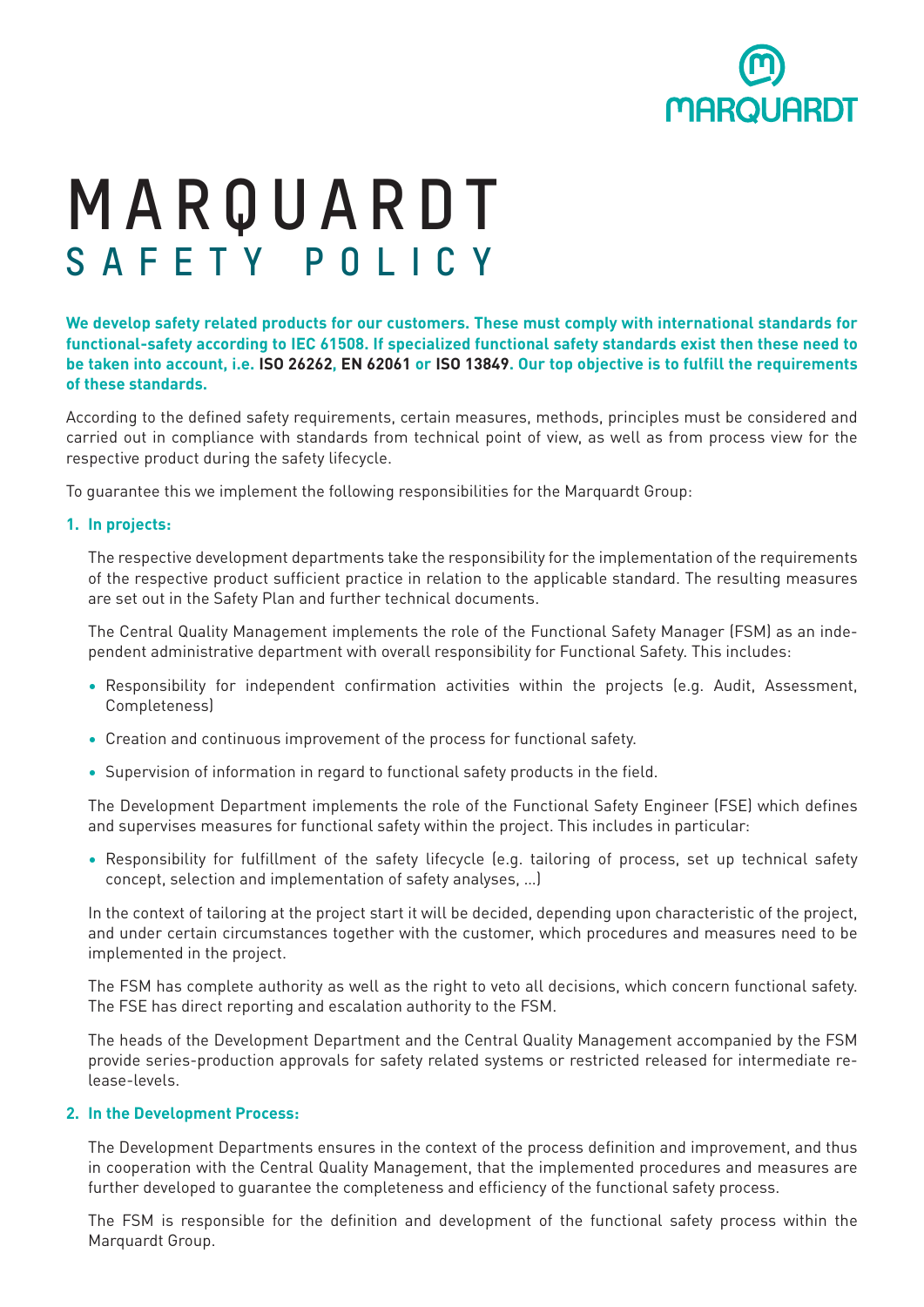# MARQUARDT
## SAFETY POLICY

**We develop safety related products for our customers. These must comply with international standards for functional-safety according to IEC 61508. If specialized functional safety standards exist then these need to be taken into account, i.e. ISO 26262, EN 62061 or ISO 13849. Our top objective is to fulfill the requirements of these standards.**

According to the defined safety requirements, certain measures, methods, principles must be considered and carried out in compliance with standards from technical point of view, as well as from process view for the respective product during the safety lifecycle.

To guarantee this we implement the following responsibilities for the Marquardt Group:

### 1. In projects:

The respective development departments take the responsibility for the implementation of the requirements of the respective product sufficient practice in relation to the applicable standard. The resulting measures are set out in the Safety Plan and further technical documents.

The Central Quality Management implements the role of the Functional Safety Manager (FSM) as an independent administrative department with overall responsibility for Functional Safety. This includes:

- Responsibility for independent confirmation activities within the projects (e.g. Audit, Assessment, Completeness)
- Creation and continuous improvement of the process for functional safety.
- Supervision of information in regard to functional safety products in the field.

The Development Department implements the role of the Functional Safety Engineer (FSE) which defines and supervises measures for functional safety within the project. This includes in particular:

- Responsibility for fulfillment of the safety lifecycle (e.g. tailoring of process, set up technical safety concept, selection and implementation of safety analyses, …)

In the context of tailoring at the project start it will be decided, depending upon characteristic of the project, and under certain circumstances together with the customer, which procedures and measures need to be implemented in the project.

The FSM has complete authority as well as the right to veto all decisions, which concern functional safety. The FSE has direct reporting and escalation authority to the FSM.

The heads of the Development Department and the Central Quality Management accompanied by the FSM provide series-production approvals for safety related systems or restricted released for intermediate release-levels.

### 2. In the Development Process:

The Development Departments ensures in the context of the process definition and improvement, and thus in cooperation with the Central Quality Management, that the implemented procedures and measures are further developed to guarantee the completeness and efficiency of the functional safety process.

The FSM is responsible for the definition and development of the functional safety process within the Marquardt Group.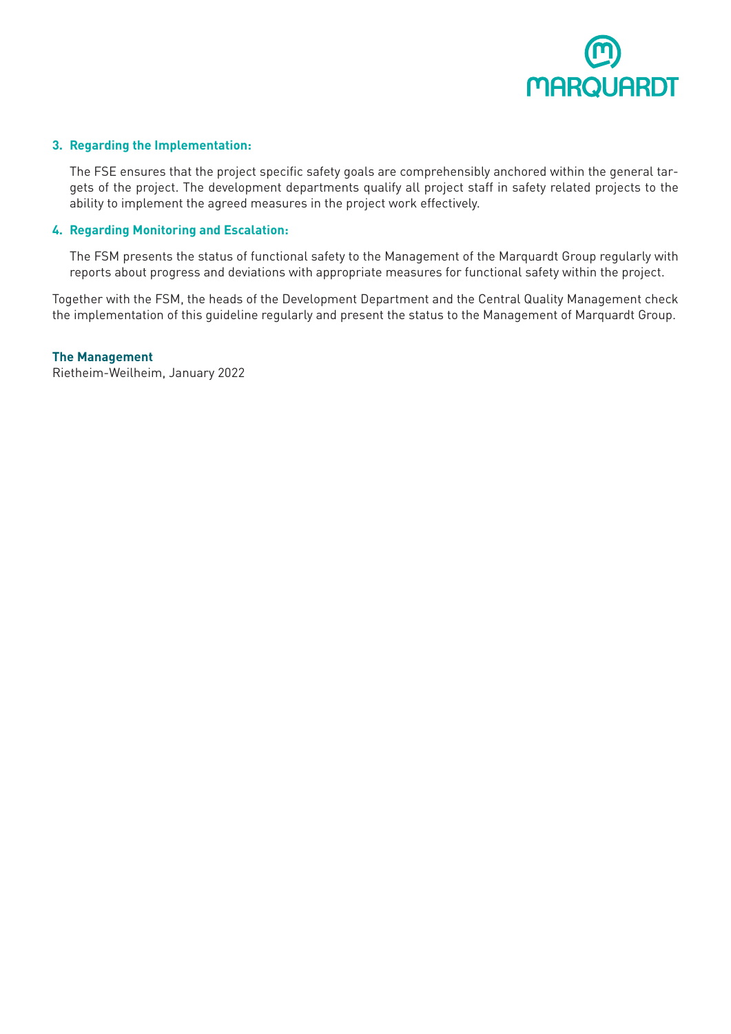3. **Regarding the Implementation:**

   The FSE ensures that the project specific safety goals are comprehensibly anchored within the general targets of the project. The development departments qualify all project staff in safety related projects to the ability to implement the agreed measures in the project work effectively.

4. **Regarding Monitoring and Escalation:**

   The FSM presents the status of functional safety to the Management of the Marquardt Group regularly with reports about progress and deviations with appropriate measures for functional safety within the project.

Together with the FSM, the heads of the Development Department and the Central Quality Management check the implementation of this guideline regularly and present the status to the Management of Marquardt Group.

**The Management**
Rietheim-Weilheim, January 2022